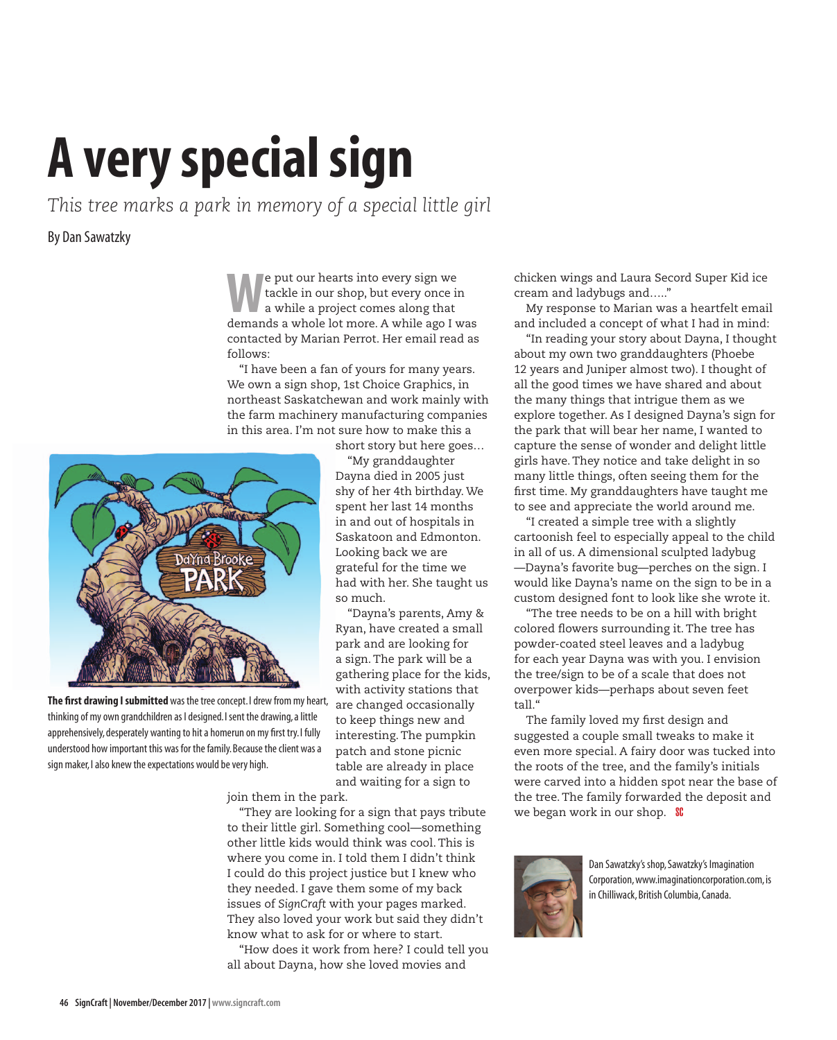# A very special sign

*This tree marks a park in memory of a special little girl*

By Dan Sawatzky

We put our hearts into every sign we tackle in our shop, but every once in a while a project comes along that demands a whole lot more. A while ago I was contacted by Marian Perrot. Her email read as follows:

"I have been a fan of yours for many years. We own a sign shop, 1st Choice Graphics, in northeast Saskatchewan and work mainly with the farm machinery manufacturing companies in this area. I'm not sure how to make this a short story but here goes…

"My granddaughter Dayna died in 2005 just shy of her 4th birthday. We spent her last 14 months in and out of hospitals in Saskatoon and Edmonton. Looking back we are grateful for the time we had with her. She taught us so much.

"Dayna's parents, Amy & Ryan, have created a small park and are looking for a sign. The park will be a gathering place for the kids, with activity stations that are changed occasionally to keep things new and interesting. The pumpkin patch and stone picnic table are already in place and waiting for a sign to join them in the park.

"They are looking for a sign that pays tribute to their little girl. Something cool—something other little kids would think was cool. This is where you come in. I told them I didn't think I could do this project justice but I knew who they needed. I gave them some of my back issues of *SignCraft* with your pages marked. They also loved your work but said they didn't know what to ask for or where to start.

"How does it work from here? I could tell you all about Dayna, how she loved movies and chicken wings and Laura Secord Super Kid ice cream and ladybugs and….."

**The first drawing I submitted** was the tree concept. I drew from my heart, thinking of my own grandchildren as I designed. I sent the drawing, a little apprehensively, desperately wanting to hit a homerun on my first try. I fully understood how important this was for the family. Because the client was a sign maker, I also knew the expectations would be very high.

My response to Marian was a heartfelt email and included a concept of what I had in mind:

"In reading your story about Dayna, I thought about my own two granddaughters (Phoebe 12 years and Juniper almost two). I thought of all the good times we have shared and about the many things that intrigue them as we explore together. As I designed Dayna's sign for the park that will bear her name, I wanted to capture the sense of wonder and delight little girls have. They notice and take delight in so many little things, often seeing them for the first time. My granddaughters have taught me to see and appreciate the world around me.

"I created a simple tree with a slightly cartoonish feel to especially appeal to the child in all of us. A dimensional sculpted ladybug —Dayna's favorite bug—perches on the sign. I would like Dayna's name on the sign to be in a custom designed font to look like she wrote it.

"The tree needs to be on a hill with bright colored flowers surrounding it. The tree has powder-coated steel leaves and a ladybug for each year Dayna was with you. I envision the tree/sign to be of a scale that does not overpower kids—perhaps about seven feet tall."

The family loved my first design and suggested a couple small tweaks to make it even more special. A fairy door was tucked into the roots of the tree, and the family's initials were carved into a hidden spot near the base of the tree. The family forwarded the deposit and we began work in our shop. SC

Dan Sawatzky's shop, Sawatzky's Imagination Corporation, www.imaginationcorporation.com, is in Chilliwack, British Columbia, Canada.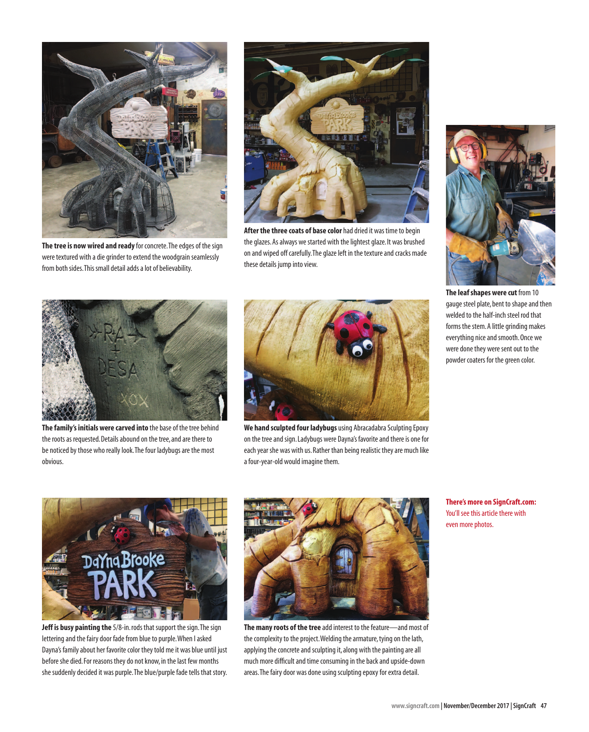**The tree is now wired and ready** for concrete. The edges of the sign were textured with a die grinder to extend the woodgrain seamlessly from both sides. This small detail adds a lot of believability.

**After the three coats of base color** had dried it was time to begin the glazes. As always we started with the lightest glaze. It was brushed on and wiped off carefully. The glaze left in the texture and cracks made these details jump into view.

**The leaf shapes were cut** from 10 gauge steel plate, bent to shape and then welded to the half-inch steel rod that forms the stem. A little grinding makes everything nice and smooth. Once we were done they were sent out to the powder coaters for the green color.

**The family's initials were carved into** the base of the tree behind the roots as requested. Details abound on the tree, and are there to be noticed by those who really look. The four ladybugs are the most obvious.

**We hand sculpted four ladybugs** using Abracadabra Sculpting Epoxy on the tree and sign. Ladybugs were Dayna's favorite and there is one for each year she was with us. Rather than being realistic they are much like a four-year-old would imagine them.

**Jeff is busy painting the** 5/8-in. rods that support the sign. The sign lettering and the fairy door fade from blue to purple. When I asked Dayna's family about her favorite color they told me it was blue until just before she died. For reasons they do not know, in the last few months she suddenly decided it was purple. The blue/purple fade tells that story.

**The many roots of the tree** add interest to the feature—and most of the complexity to the project. Welding the armature, tying on the lath, applying the concrete and sculpting it, along with the painting are all much more difficult and time consuming in the back and upside-down areas. The fairy door was done using sculpting epoxy for extra detail.

**There's more on SignCraft.com:** You'll see this article there with even more photos.